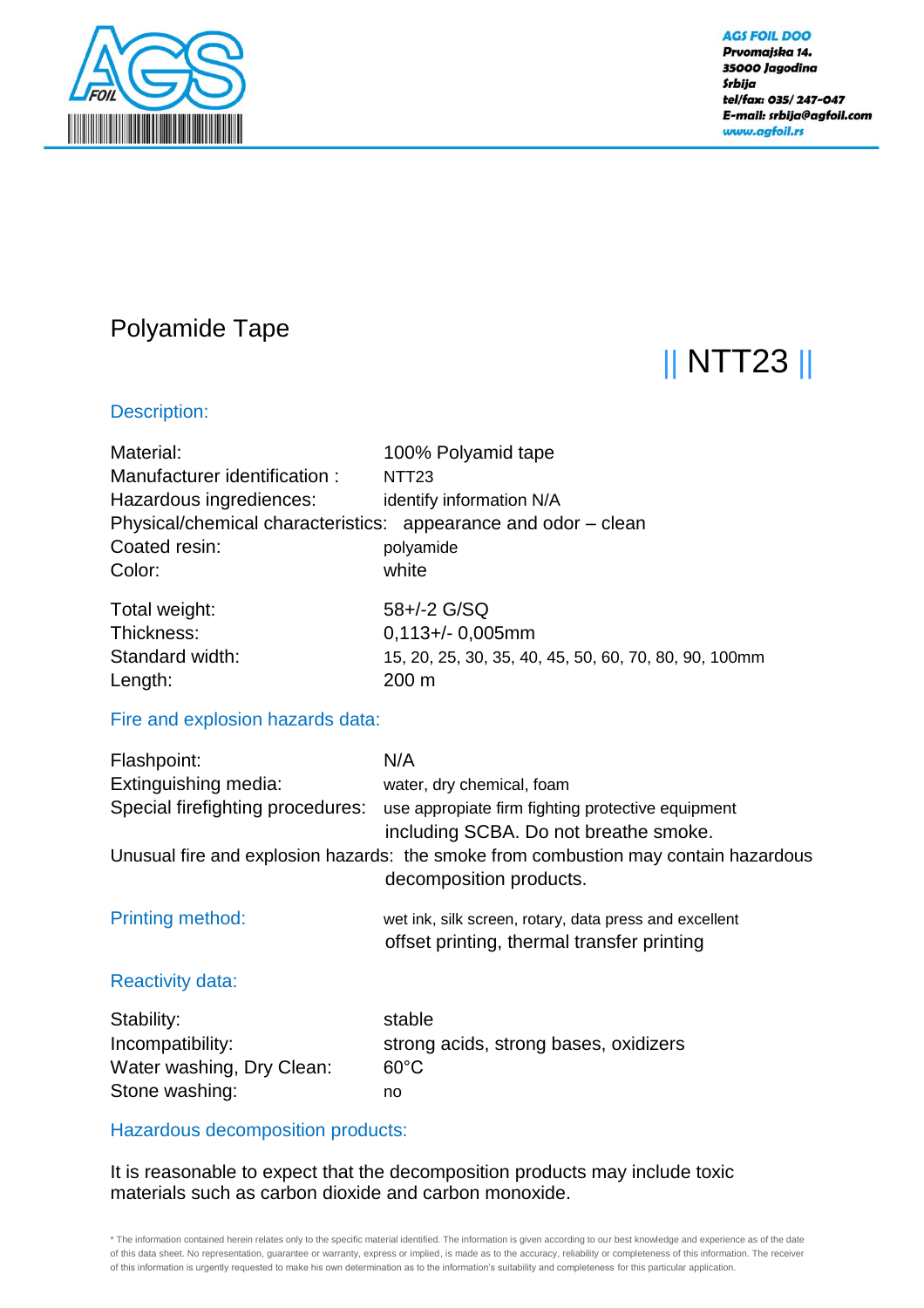AGS FOIL DOO
Prvomajska 14.
35000 Jagodina
Srbija
tel/fax: 035/ 247-047
E-mail: srbija@agfoil.com
www.agfoil.rs

# Polyamide Tape

## || NTT23 ||

### Description:

| | |
|---|---|
| Material: | 100% Polyamid tape |
| Manufacturer identification : | NTT23 |
| Hazardous ingrediences: | identify information N/A |
| Physical/chemical characteristics: | appearance and odor – clean |
| Coated resin: | polyamide |
| Color: | white |
| Total weight: | 58+/-2 G/SQ |
| Thickness: | 0,113+/- 0,005mm |
| Standard width: | 15, 20, 25, 30, 35, 40, 45, 50, 60, 70, 80, 90, 100mm |
| Length: | 200 m |

### Fire and explosion hazards data:

| | |
|---|---|
| Flashpoint: | N/A |
| Extinguishing media: | water, dry chemical, foam |
| Special firefighting procedures: | use appropiate firm fighting protective equipment including SCBA. Do not breathe smoke. |
| Unusual fire and explosion hazards: | the smoke from combustion may contain hazardous decomposition products. |

### Printing method:

wet ink, silk screen, rotary, data press and excellent offset printing, thermal transfer printing

### Reactivity data:

| | |
|---|---|
| Stability: | stable |
| Incompatibility: | strong acids, strong bases, oxidizers |
| Water washing, Dry Clean: | 60°C |
| Stone washing: | no |

### Hazardous decomposition products:

It is reasonable to expect that the decomposition products may include toxic materials such as carbon dioxide and carbon monoxide.

* The information contained herein relates only to the specific material identified. The information is given according to our best knowledge and experience as of the date of this data sheet. No representation, guarantee or warranty, express or implied, is made as to the accuracy, reliability or completeness of this information. The receiver of this information is urgently requested to make his own determination as to the information's suitability and completeness for this particular application.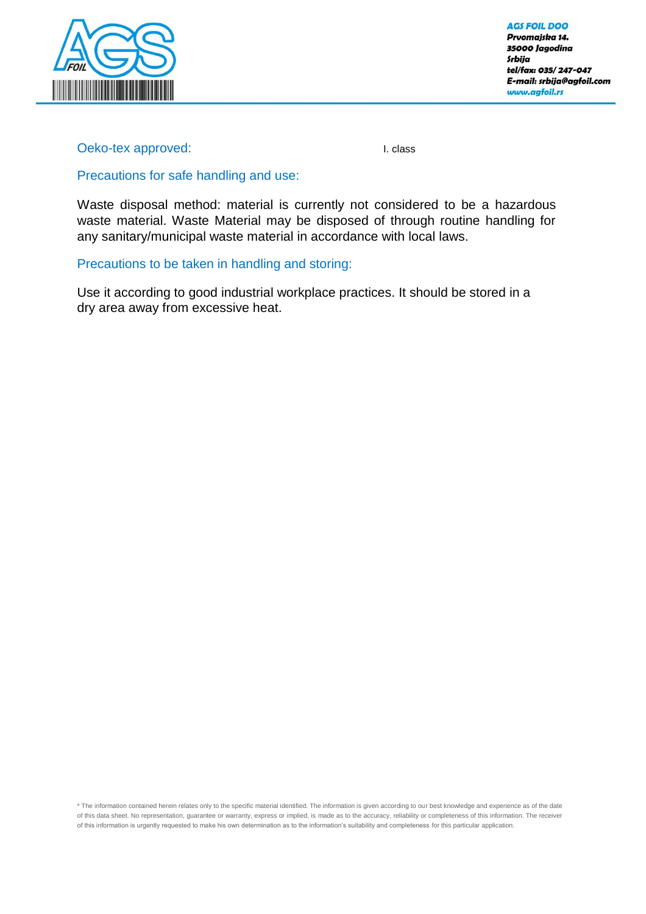Oeko-tex approved: I. class

## Precautions for safe handling and use:

Waste disposal method: material is currently not considered to be a hazardous waste material. Waste Material may be disposed of through routine handling for any sanitary/municipal waste material in accordance with local laws.

## Precautions to be taken in handling and storing:

Use it according to good industrial workplace practices. It should be stored in a dry area away from excessive heat.

* The information contained herein relates only to the specific material identified. The information is given according to our best knowledge and experience as of the date of this data sheet. No representation, guarantee or warranty, express or implied, is made as to the accuracy, reliability or completeness of this information. The receiver of this information is urgently requested to make his own determination as to the information's suitability and completeness for this particular application.